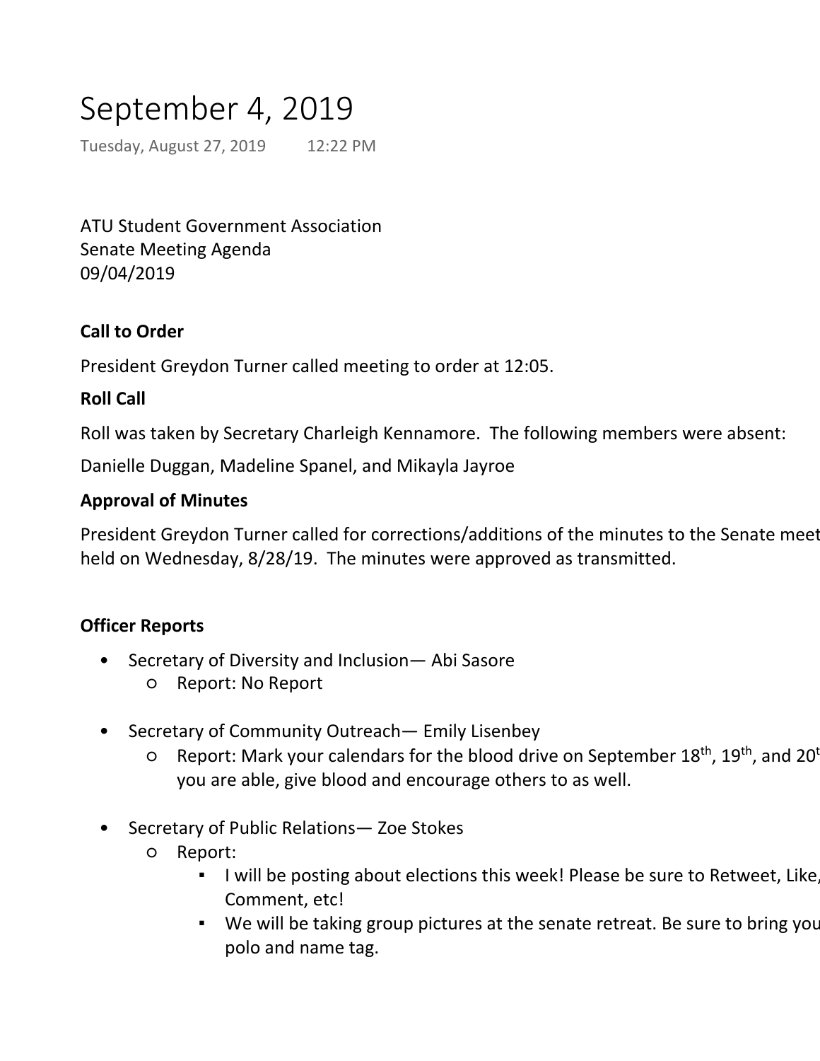# September 4, 2019

Tuesday, August 27, 2019 12:22 PM

ATU Student Government Association
Senate Meeting Agenda
09/04/2019

**Call to Order**

President Greydon Turner called meeting to order at 12:05.

**Roll Call**

Roll was taken by Secretary Charleigh Kennamore. The following members were absent:

Danielle Duggan, Madeline Spanel, and Mikayla Jayroe

**Approval of Minutes**

President Greydon Turner called for corrections/additions of the minutes to the Senate meet held on Wednesday, 8/28/19. The minutes were approved as transmitted.

**Officer Reports**

- Secretary of Diversity and Inclusion— Abi Sasore
  - Report: No Report

- Secretary of Community Outreach— Emily Lisenbey
  - Report: Mark your calendars for the blood drive on September 18th, 19th, and 20t you are able, give blood and encourage others to as well.

- Secretary of Public Relations— Zoe Stokes
  - Report:
    - I will be posting about elections this week! Please be sure to Retweet, Like, Comment, etc!
    - We will be taking group pictures at the senate retreat. Be sure to bring you polo and name tag.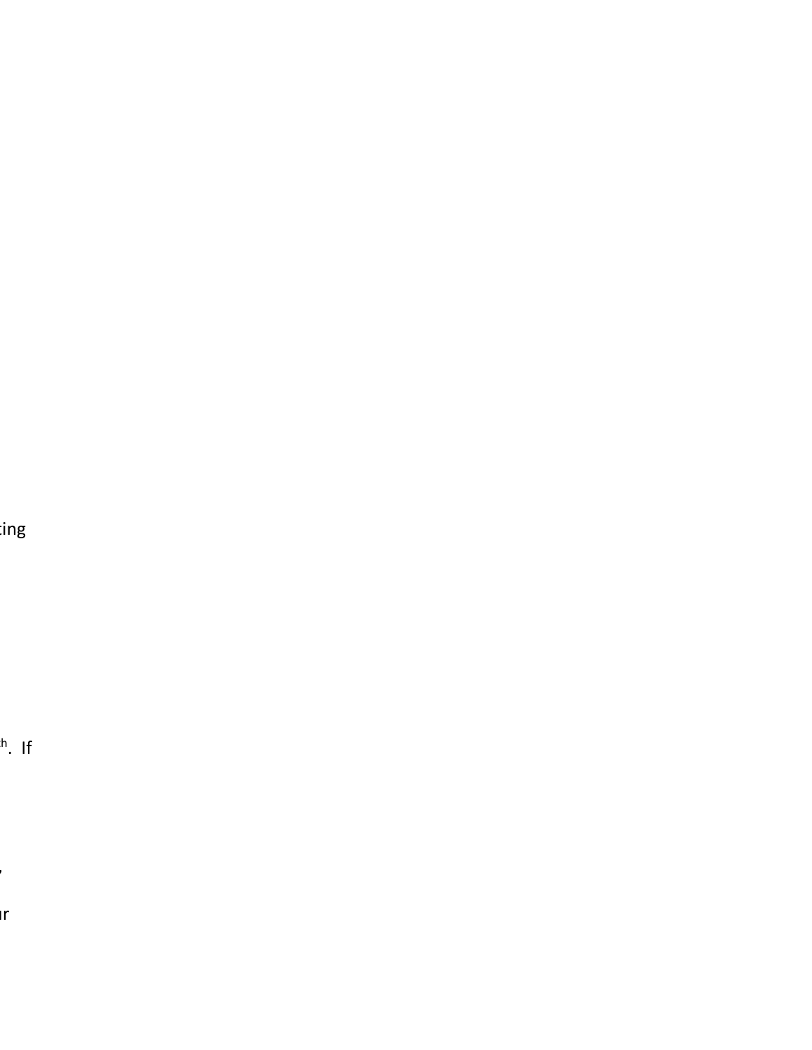ting

h. If

,

ur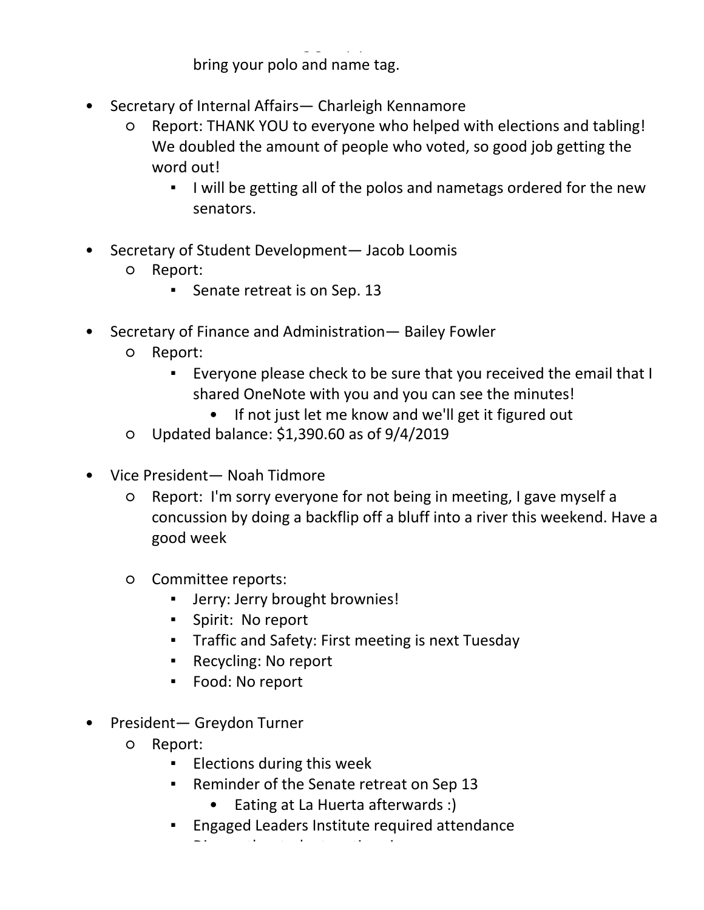bring your polo and name tag.

- Secretary of Internal Affairs— Charleigh Kennamore
  - Report: THANK YOU to everyone who helped with elections and tabling! We doubled the amount of people who voted, so good job getting the word out!
    - I will be getting all of the polos and nametags ordered for the new senators.

- Secretary of Student Development— Jacob Loomis
  - Report:
    - Senate retreat is on Sep. 13

- Secretary of Finance and Administration— Bailey Fowler
  - Report:
    - Everyone please check to be sure that you received the email that I shared OneNote with you and you can see the minutes!
      - If not just let me know and we'll get it figured out
  - Updated balance: $1,390.60 as of 9/4/2019

- Vice President— Noah Tidmore
  - Report: I'm sorry everyone for not being in meeting, I gave myself a concussion by doing a backflip off a bluff into a river this weekend. Have a good week

  - Committee reports:
    - Jerry: Jerry brought brownies!
    - Spirit: No report
    - Traffic and Safety: First meeting is next Tuesday
    - Recycling: No report
    - Food: No report

- President— Greydon Turner
  - Report:
    - Elections during this week
    - Reminder of the Senate retreat on Sep 13
      - Eating at La Huerta afterwards :)
    - Engaged Leaders Institute required attendance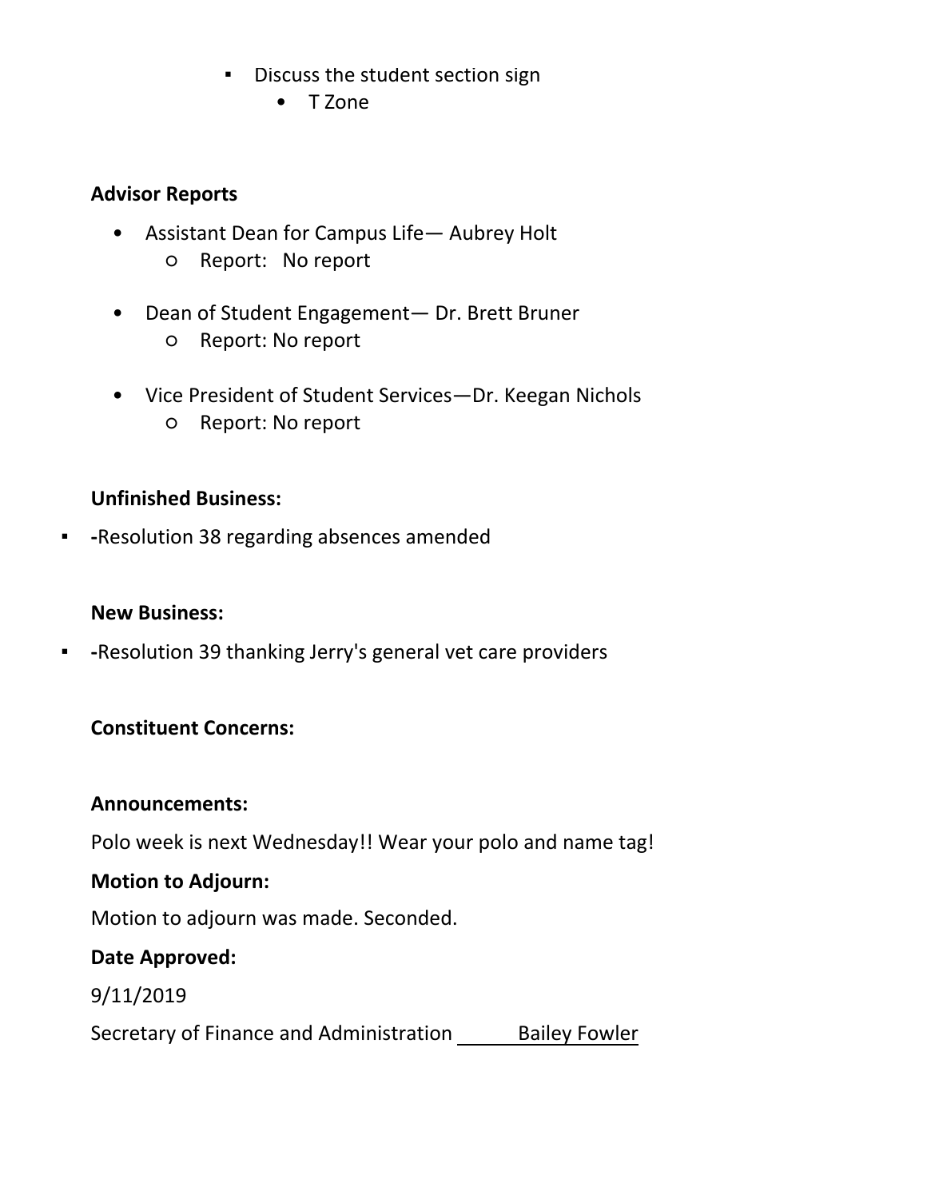- Discuss the student section sign
    - T Zone

**Advisor Reports**

- Assistant Dean for Campus Life— Aubrey Holt
    - Report: No report
- Dean of Student Engagement— Dr. Brett Bruner
    - Report: No report
- Vice President of Student Services—Dr. Keegan Nichols
    - Report: No report

**Unfinished Business:**

- **-**Resolution 38 regarding absences amended

**New Business:**

- **-**Resolution 39 thanking Jerry's general vet care providers

**Constituent Concerns:**

**Announcements:**

Polo week is next Wednesday!! Wear your polo and name tag!

**Motion to Adjourn:**

Motion to adjourn was made. Seconded.

**Date Approved:**

9/11/2019

Secretary of Finance and Administration Bailey Fowler